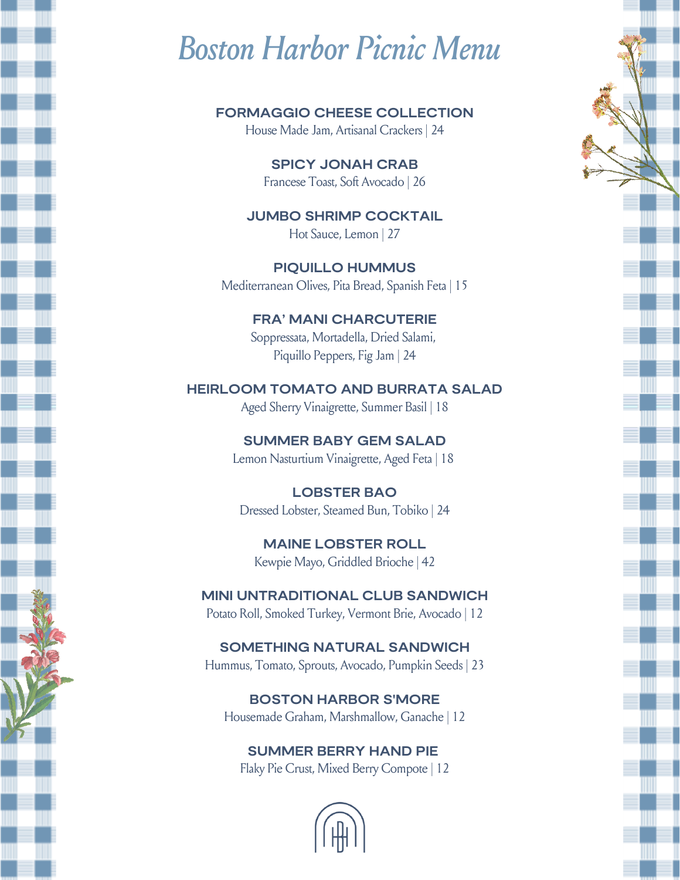# Boston Harbor Picnic Menu

**FORMAGGIO CHEESE COLLECTION**
House Made Jam, Artisanal Crackers | 24

**SPICY JONAH CRAB**
Francese Toast, Soft Avocado | 26

**JUMBO SHRIMP COCKTAIL**
Hot Sauce, Lemon | 27

**PIQUILLO HUMMUS**
Mediterranean Olives, Pita Bread, Spanish Feta | 15

**FRA' MANI CHARCUTERIE**
Soppressata, Mortadella, Dried Salami,
Piquillo Peppers, Fig Jam | 24

**HEIRLOOM TOMATO AND BURRATA SALAD**
Aged Sherry Vinaigrette, Summer Basil | 18

**SUMMER BABY GEM SALAD**
Lemon Nasturtium Vinaigrette, Aged Feta | 18

**LOBSTER BAO**
Dressed Lobster, Steamed Bun, Tobiko | 24

**MAINE LOBSTER ROLL**
Kewpie Mayo, Griddled Brioche | 42

**MINI UNTRADITIONAL CLUB SANDWICH**
Potato Roll, Smoked Turkey, Vermont Brie, Avocado | 12

**SOMETHING NATURAL SANDWICH**
Hummus, Tomato, Sprouts, Avocado, Pumpkin Seeds | 23

**BOSTON HARBOR S'MORE**
Housemade Graham, Marshmallow, Ganache | 12

**SUMMER BERRY HAND PIE**
Flaky Pie Crust, Mixed Berry Compote | 12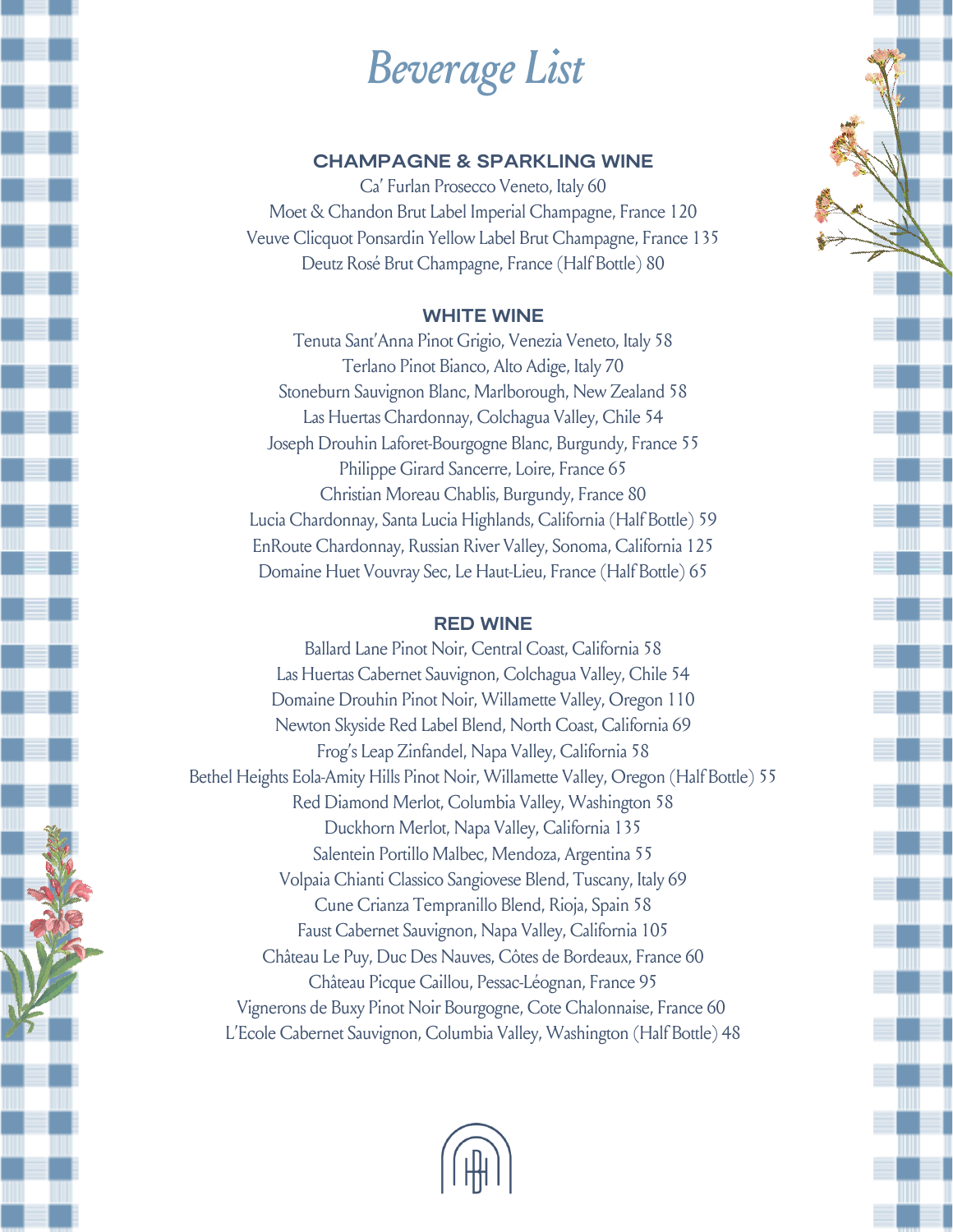# *Beverage List*

## CHAMPAGNE & SPARKLING WINE

Ca' Furlan Prosecco Veneto, Italy 60
Moet & Chandon Brut Label Imperial Champagne, France 120
Veuve Clicquot Ponsardin Yellow Label Brut Champagne, France 135
Deutz Rosé Brut Champagne, France (Half Bottle) 80

## WHITE WINE

Tenuta Sant'Anna Pinot Grigio, Venezia Veneto, Italy 58
Terlano Pinot Bianco, Alto Adige, Italy 70
Stoneburn Sauvignon Blanc, Marlborough, New Zealand 58
Las Huertas Chardonnay, Colchagua Valley, Chile 54
Joseph Drouhin Laforet-Bourgogne Blanc, Burgundy, France 55
Philippe Girard Sancerre, Loire, France 65
Christian Moreau Chablis, Burgundy, France 80
Lucia Chardonnay, Santa Lucia Highlands, California (Half Bottle) 59
EnRoute Chardonnay, Russian River Valley, Sonoma, California 125
Domaine Huet Vouvray Sec, Le Haut-Lieu, France (Half Bottle) 65

## RED WINE

Ballard Lane Pinot Noir, Central Coast, California 58
Las Huertas Cabernet Sauvignon, Colchagua Valley, Chile 54
Domaine Drouhin Pinot Noir, Willamette Valley, Oregon 110
Newton Skyside Red Label Blend, North Coast, California 69
Frog's Leap Zinfandel, Napa Valley, California 58
Bethel Heights Eola-Amity Hills Pinot Noir, Willamette Valley, Oregon (Half Bottle) 55
Red Diamond Merlot, Columbia Valley, Washington 58
Duckhorn Merlot, Napa Valley, California 135
Salentein Portillo Malbec, Mendoza, Argentina 55
Volpaia Chianti Classico Sangiovese Blend, Tuscany, Italy 69
Cune Crianza Tempranillo Blend, Rioja, Spain 58
Faust Cabernet Sauvignon, Napa Valley, California 105
Château Le Puy, Duc Des Nauves, Côtes de Bordeaux, France 60
Château Picque Caillou, Pessac-Léognan, France 95
Vignerons de Buxy Pinot Noir Bourgogne, Cote Chalonnaise, France 60
L'Ecole Cabernet Sauvignon, Columbia Valley, Washington (Half Bottle) 48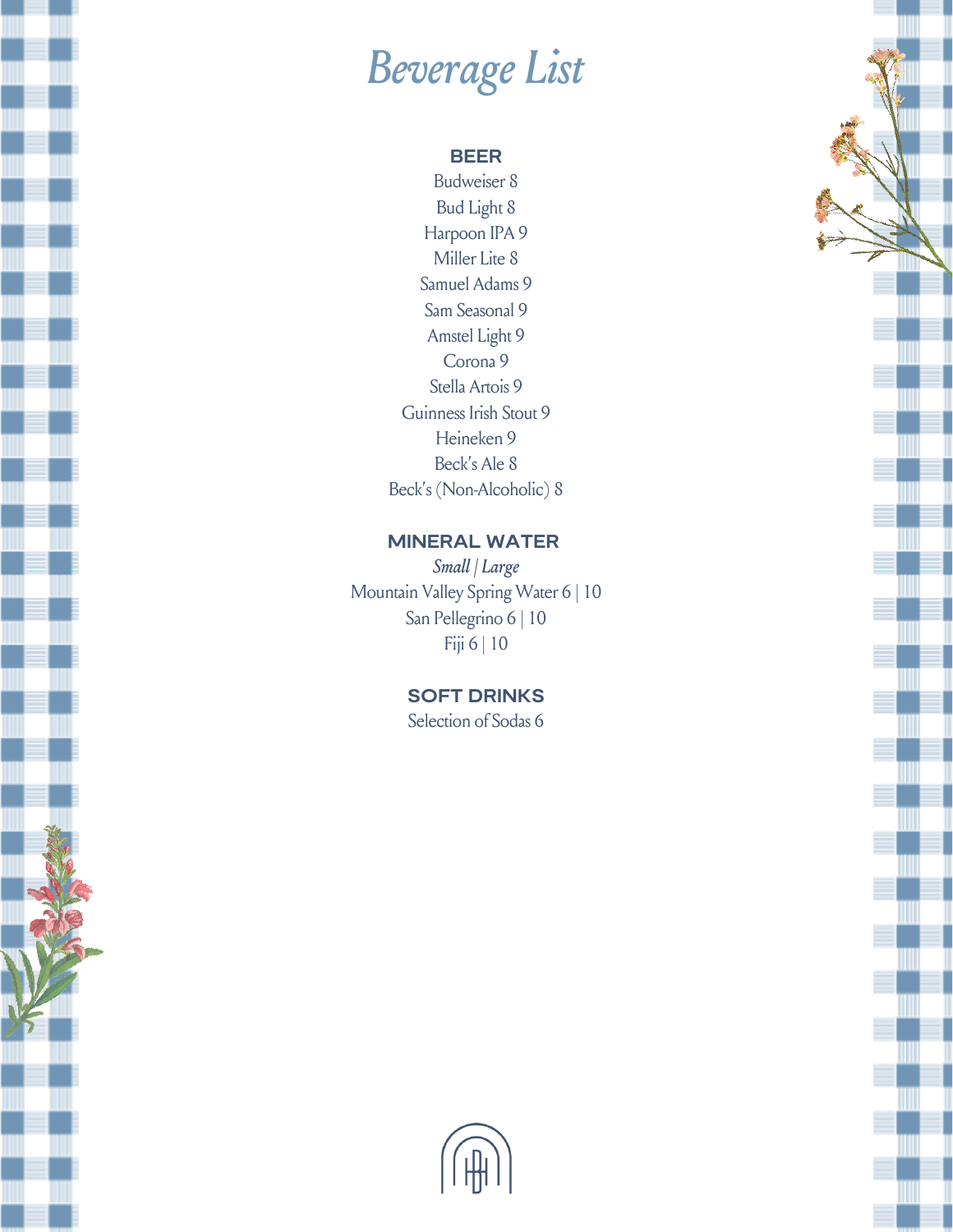# *Beverage List*

## BEER

Budweiser 8
Bud Light 8
Harpoon IPA 9
Miller Lite 8
Samuel Adams 9
Sam Seasonal 9
Amstel Light 9
Corona 9
Stella Artois 9
Guinness Irish Stout 9
Heineken 9
Beck's Ale 8
Beck's (Non-Alcoholic) 8

## MINERAL WATER

*Small | Large*
Mountain Valley Spring Water 6 | 10
San Pellegrino 6 | 10
Fiji 6 | 10

## SOFT DRINKS

Selection of Sodas 6